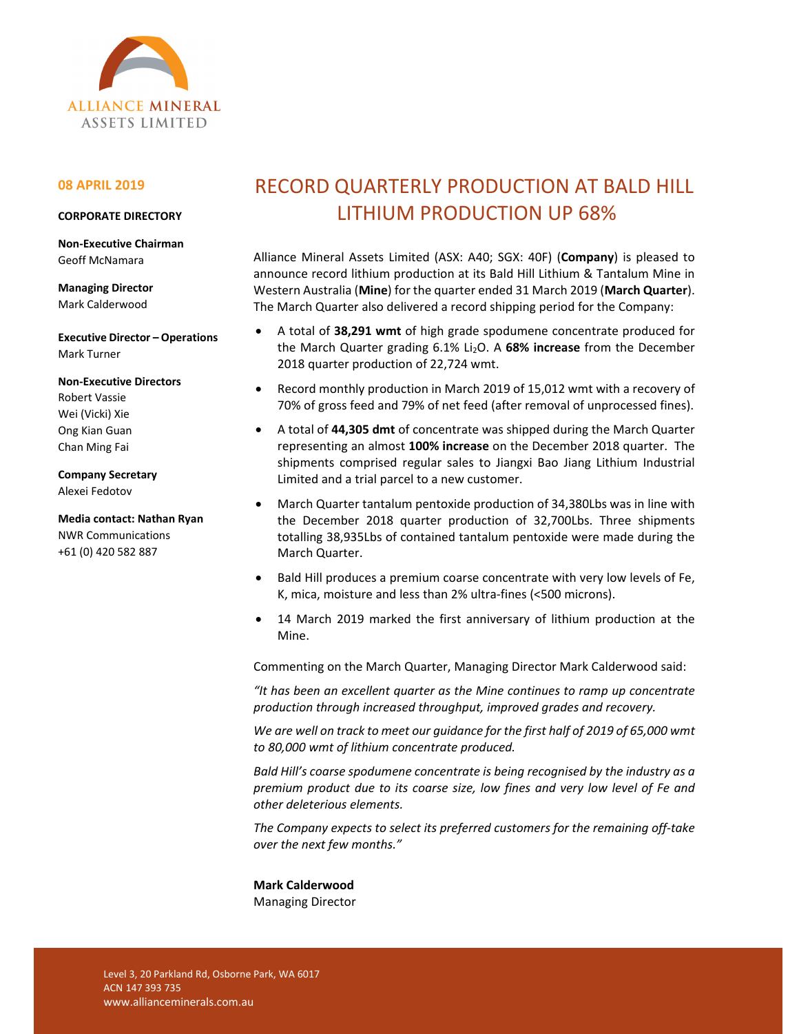ALLIANCE MINERAL ASSETS LIMITED

**08 APRIL 2019**

**CORPORATE DIRECTORY**

**Non-Executive Chairman**
Geoff McNamara

**Managing Director**
Mark Calderwood

**Executive Director – Operations**
Mark Turner

**Non-Executive Directors**
Robert Vassie
Wei (Vicki) Xie
Ong Kian Guan
Chan Ming Fai

**Company Secretary**
Alexei Fedotov

**Media contact: Nathan Ryan**
NWR Communications
+61 (0) 420 582 887

# RECORD QUARTERLY PRODUCTION AT BALD HILL LITHIUM PRODUCTION UP 68%

Alliance Mineral Assets Limited (ASX: A40; SGX: 40F) (**Company**) is pleased to announce record lithium production at its Bald Hill Lithium & Tantalum Mine in Western Australia (**Mine**) for the quarter ended 31 March 2019 (**March Quarter**). The March Quarter also delivered a record shipping period for the Company:

- A total of **38,291 wmt** of high grade spodumene concentrate produced for the March Quarter grading 6.1% $Li_2O$. A **68% increase** from the December 2018 quarter production of 22,724 wmt.
- Record monthly production in March 2019 of 15,012 wmt with a recovery of 70% of gross feed and 79% of net feed (after removal of unprocessed fines).
- A total of **44,305 dmt** of concentrate was shipped during the March Quarter representing an almost **100% increase** on the December 2018 quarter. The shipments comprised regular sales to Jiangxi Bao Jiang Lithium Industrial Limited and a trial parcel to a new customer.
- March Quarter tantalum pentoxide production of 34,380Lbs was in line with the December 2018 quarter production of 32,700Lbs. Three shipments totalling 38,935Lbs of contained tantalum pentoxide were made during the March Quarter.
- Bald Hill produces a premium coarse concentrate with very low levels of Fe, K, mica, moisture and less than 2% ultra-fines (<500 microns).
- 14 March 2019 marked the first anniversary of lithium production at the Mine.

Commenting on the March Quarter, Managing Director Mark Calderwood said:

*"It has been an excellent quarter as the Mine continues to ramp up concentrate production through increased throughput, improved grades and recovery.*

*We are well on track to meet our guidance for the first half of 2019 of 65,000 wmt to 80,000 wmt of lithium concentrate produced.*

*Bald Hill's coarse spodumene concentrate is being recognised by the industry as a premium product due to its coarse size, low fines and very low level of Fe and other deleterious elements.*

*The Company expects to select its preferred customers for the remaining off-take over the next few months."*

**Mark Calderwood**
Managing Director

Level 3, 20 Parkland Rd, Osborne Park, WA 6017
ACN 147 393 735
www.allianceminerals.com.au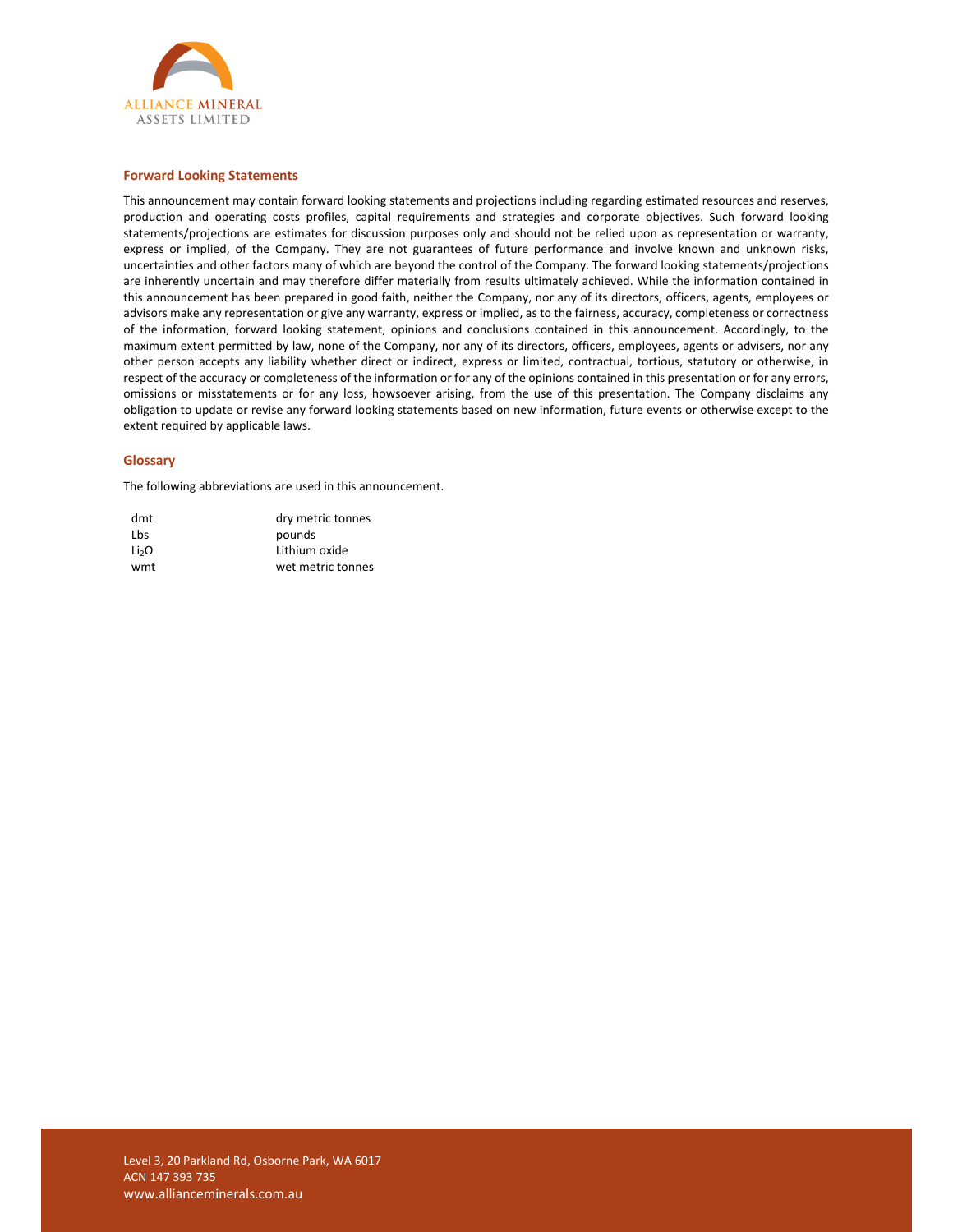## Forward Looking Statements

This announcement may contain forward looking statements and projections including regarding estimated resources and reserves, production and operating costs profiles, capital requirements and strategies and corporate objectives. Such forward looking statements/projections are estimates for discussion purposes only and should not be relied upon as representation or warranty, express or implied, of the Company. They are not guarantees of future performance and involve known and unknown risks, uncertainties and other factors many of which are beyond the control of the Company. The forward looking statements/projections are inherently uncertain and may therefore differ materially from results ultimately achieved. While the information contained in this announcement has been prepared in good faith, neither the Company, nor any of its directors, officers, agents, employees or advisors make any representation or give any warranty, express or implied, as to the fairness, accuracy, completeness or correctness of the information, forward looking statement, opinions and conclusions contained in this announcement. Accordingly, to the maximum extent permitted by law, none of the Company, nor any of its directors, officers, employees, agents or advisers, nor any other person accepts any liability whether direct or indirect, express or limited, contractual, tortious, statutory or otherwise, in respect of the accuracy or completeness of the information or for any of the opinions contained in this presentation or for any errors, omissions or misstatements or for any loss, howsoever arising, from the use of this presentation. The Company disclaims any obligation to update or revise any forward looking statements based on new information, future events or otherwise except to the extent required by applicable laws.

## Glossary

The following abbreviations are used in this announcement.

| | |
|---|---|
| dmt | dry metric tonnes |
| Lbs | pounds |
| $Li_2O$ | Lithium oxide |
| wmt | wet metric tonnes |

Level 3, 20 Parkland Rd, Osborne Park, WA 6017
ACN 147 393 735
www.allianceminerals.com.au